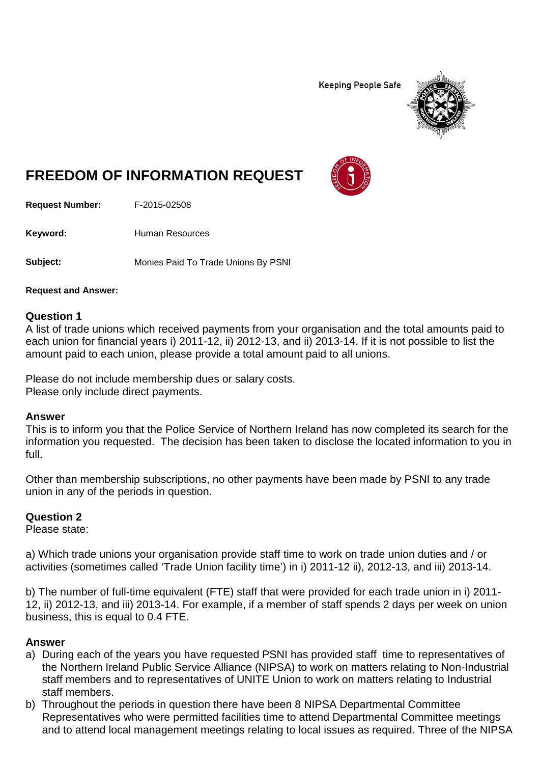Keeping People Safe

# FREEDOM OF INFORMATION REQUEST

**Request Number:** F-2015-02508

**Keyword:** Human Resources

**Subject:** Monies Paid To Trade Unions By PSNI

**Request and Answer:**

### Question 1

A list of trade unions which received payments from your organisation and the total amounts paid to each union for financial years i) 2011-12, ii) 2012-13, and ii) 2013-14. If it is not possible to list the amount paid to each union, please provide a total amount paid to all unions.

Please do not include membership dues or salary costs.
Please only include direct payments.

### Answer

This is to inform you that the Police Service of Northern Ireland has now completed its search for the information you requested. The decision has been taken to disclose the located information to you in full.

Other than membership subscriptions, no other payments have been made by PSNI to any trade union in any of the periods in question.

### Question 2

Please state:

a) Which trade unions your organisation provide staff time to work on trade union duties and / or activities (sometimes called 'Trade Union facility time') in i) 2011-12 ii), 2012-13, and iii) 2013-14.

b) The number of full-time equivalent (FTE) staff that were provided for each trade union in i) 2011-12, ii) 2012-13, and iii) 2013-14. For example, if a member of staff spends 2 days per week on union business, this is equal to 0.4 FTE.

### Answer

a) During each of the years you have requested PSNI has provided staff time to representatives of the Northern Ireland Public Service Alliance (NIPSA) to work on matters relating to Non-Industrial staff members and to representatives of UNITE Union to work on matters relating to Industrial staff members.
b) Throughout the periods in question there have been 8 NIPSA Departmental Committee Representatives who were permitted facilities time to attend Departmental Committee meetings and to attend local management meetings relating to local issues as required. Three of the NIPSA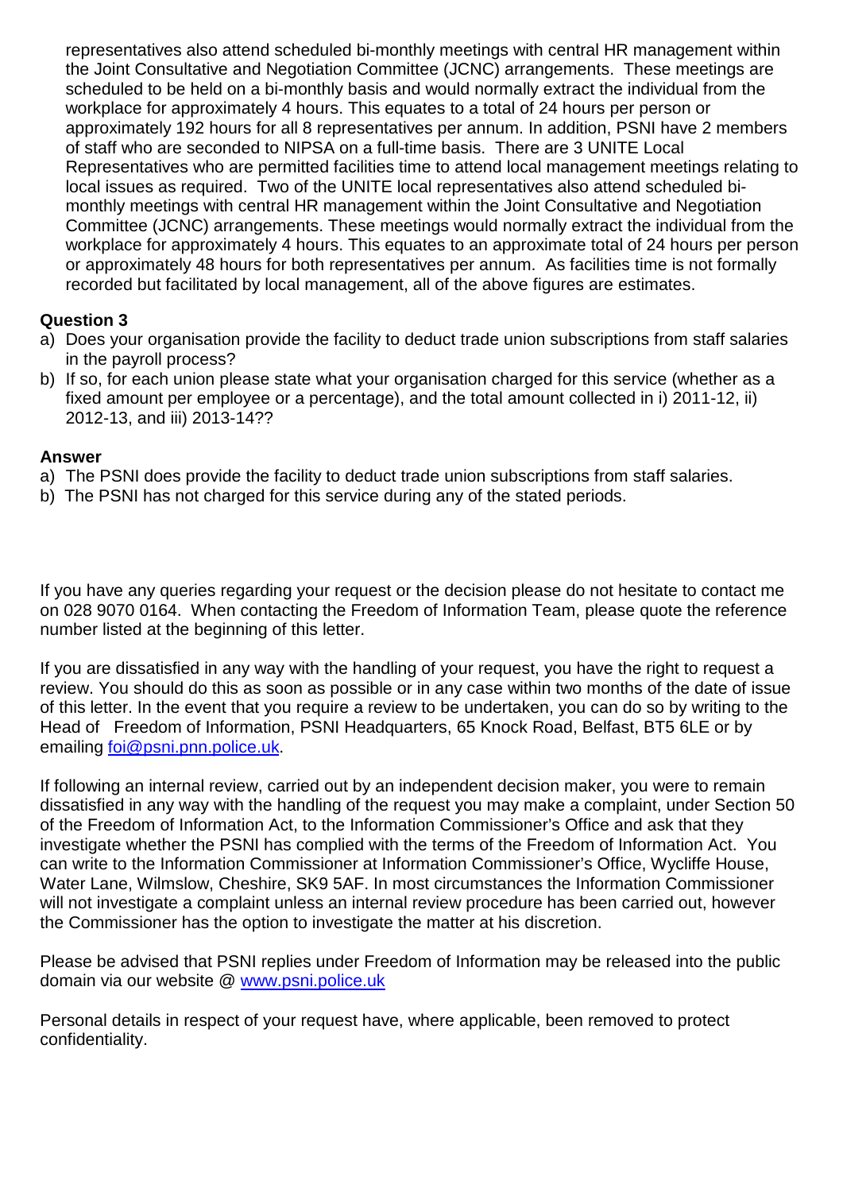representatives also attend scheduled bi-monthly meetings with central HR management within the Joint Consultative and Negotiation Committee (JCNC) arrangements. These meetings are scheduled to be held on a bi-monthly basis and would normally extract the individual from the workplace for approximately 4 hours. This equates to a total of 24 hours per person or approximately 192 hours for all 8 representatives per annum. In addition, PSNI have 2 members of staff who are seconded to NIPSA on a full-time basis. There are 3 UNITE Local Representatives who are permitted facilities time to attend local management meetings relating to local issues as required. Two of the UNITE local representatives also attend scheduled bi-monthly meetings with central HR management within the Joint Consultative and Negotiation Committee (JCNC) arrangements. These meetings would normally extract the individual from the workplace for approximately 4 hours. This equates to an approximate total of 24 hours per person or approximately 48 hours for both representatives per annum. As facilities time is not formally recorded but facilitated by local management, all of the above figures are estimates.

**Question 3**

a) Does your organisation provide the facility to deduct trade union subscriptions from staff salaries in the payroll process?
b) If so, for each union please state what your organisation charged for this service (whether as a fixed amount per employee or a percentage), and the total amount collected in i) 2011-12, ii) 2012-13, and iii) 2013-14??

**Answer**

a) The PSNI does provide the facility to deduct trade union subscriptions from staff salaries.
b) The PSNI has not charged for this service during any of the stated periods.

If you have any queries regarding your request or the decision please do not hesitate to contact me on 028 9070 0164. When contacting the Freedom of Information Team, please quote the reference number listed at the beginning of this letter.

If you are dissatisfied in any way with the handling of your request, you have the right to request a review. You should do this as soon as possible or in any case within two months of the date of issue of this letter. In the event that you require a review to be undertaken, you can do so by writing to the Head of Freedom of Information, PSNI Headquarters, 65 Knock Road, Belfast, BT5 6LE or by emailing [foi@psni.pnn.police.uk](mailto:foi@psni.pnn.police.uk).

If following an internal review, carried out by an independent decision maker, you were to remain dissatisfied in any way with the handling of the request you may make a complaint, under Section 50 of the Freedom of Information Act, to the Information Commissioner's Office and ask that they investigate whether the PSNI has complied with the terms of the Freedom of Information Act. You can write to the Information Commissioner at Information Commissioner's Office, Wycliffe House, Water Lane, Wilmslow, Cheshire, SK9 5AF. In most circumstances the Information Commissioner will not investigate a complaint unless an internal review procedure has been carried out, however the Commissioner has the option to investigate the matter at his discretion.

Please be advised that PSNI replies under Freedom of Information may be released into the public domain via our website @ [www.psni.police.uk](http://www.psni.police.uk)

Personal details in respect of your request have, where applicable, been removed to protect confidentiality.